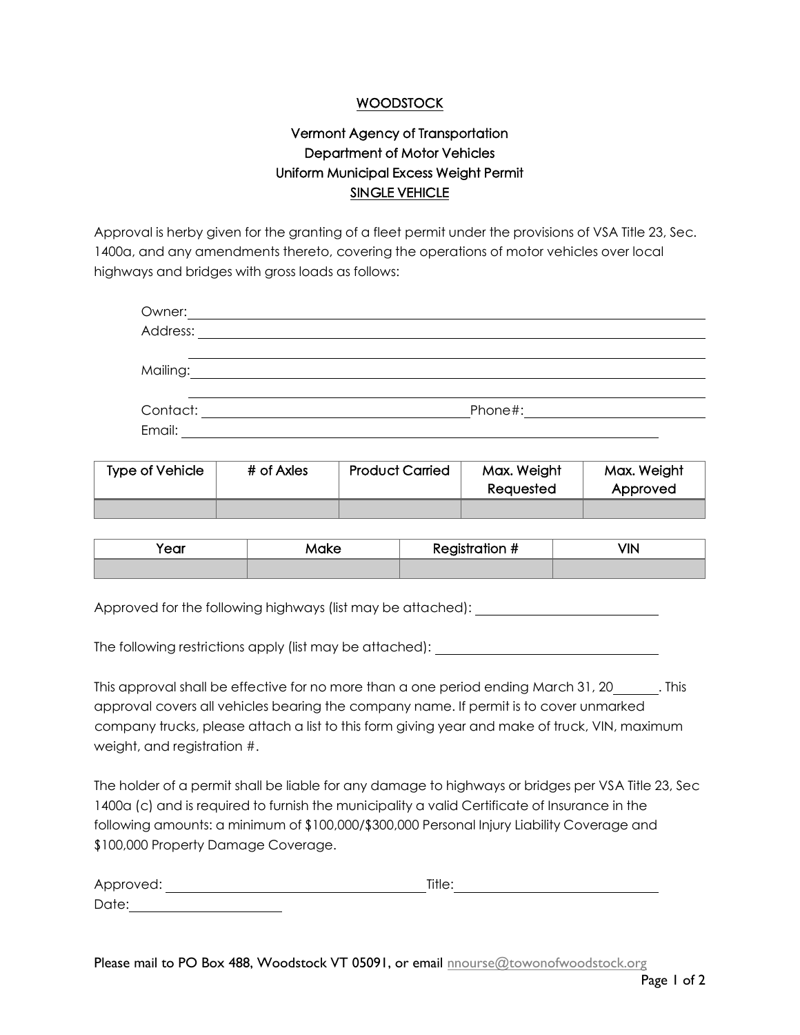## WOODSTOCK

### Vermont Agency of Transportation
### Department of Motor Vehicles
### Uniform Municipal Excess Weight Permit
### SINGLE VEHICLE

Approval is herby given for the granting of a fleet permit under the provisions of VSA Title 23, Sec. 1400a, and any amendments thereto, covering the operations of motor vehicles over local highways and bridges with gross loads as follows:

Owner: ______________________________

Address: ______________________________

______________________________

Mailing: ______________________________

______________________________

Contact: ______________________________ Phone#: ______________________________

Email: ______________________________

| Type of Vehicle | # of Axles | Product Carried | Max. Weight Requested | Max. Weight Approved |
|---|---|---|---|---|
| | | | | |

| Year | Make | Registration # | VIN |
|---|---|---|---|
| | | | |

Approved for the following highways (list may be attached): ______________________________

The following restrictions apply (list may be attached): ______________________________

This approval shall be effective for no more than a one period ending March 31, 20______. This approval covers all vehicles bearing the company name. If permit is to cover unmarked company trucks, please attach a list to this form giving year and make of truck, VIN, maximum weight, and registration #.

The holder of a permit shall be liable for any damage to highways or bridges per VSA Title 23, Sec 1400a (c) and is required to furnish the municipality a valid Certificate of Insurance in the following amounts: a minimum of $100,000/$300,000 Personal Injury Liability Coverage and $100,000 Property Damage Coverage.

Approved: ______________________________ Title: ______________________________

Date: ______________________________

Please mail to PO Box 488, Woodstock VT 05091, or email nnourse@towonofwoodstock.org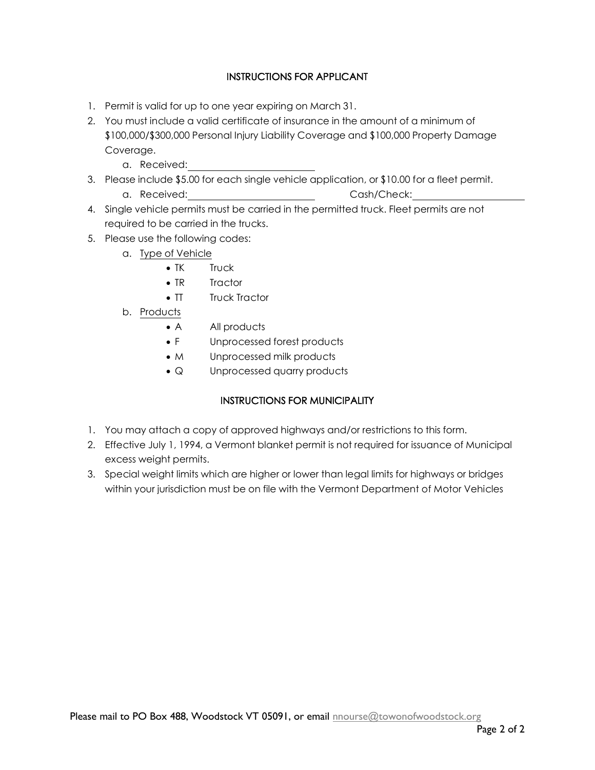## INSTRUCTIONS FOR APPLICANT

1. Permit is valid for up to one year expiring on March 31.
2. You must include a valid certificate of insurance in the amount of a minimum of $100,000/$300,000 Personal Injury Liability Coverage and $100,000 Property Damage Coverage.
   a. Received:\_\_\_\_\_\_\_\_\_\_\_\_\_\_\_\_\_\_\_\_
3. Please include $5.00 for each single vehicle application, or $10.00 for a fleet permit.
   a. Received:\_\_\_\_\_\_\_\_\_\_\_\_\_\_\_\_\_\_\_\_ Cash/Check:\_\_\_\_\_\_\_\_\_\_\_\_\_\_\_\_\_\_\_\_
4. Single vehicle permits must be carried in the permitted truck. Fleet permits are not required to be carried in the trucks.
5. Please use the following codes:
   a. Type of Vehicle
      - TK Truck
      - TR Tractor
      - TT Truck Tractor
   b. Products
      - A All products
      - F Unprocessed forest products
      - M Unprocessed milk products
      - Q Unprocessed quarry products

## INSTRUCTIONS FOR MUNICIPALITY

1. You may attach a copy of approved highways and/or restrictions to this form.
2. Effective July 1, 1994, a Vermont blanket permit is not required for issuance of Municipal excess weight permits.
3. Special weight limits which are higher or lower than legal limits for highways or bridges within your jurisdiction must be on file with the Vermont Department of Motor Vehicles

Please mail to PO Box 488, Woodstock VT 05091, or email nnourse@towonofwoodstock.org